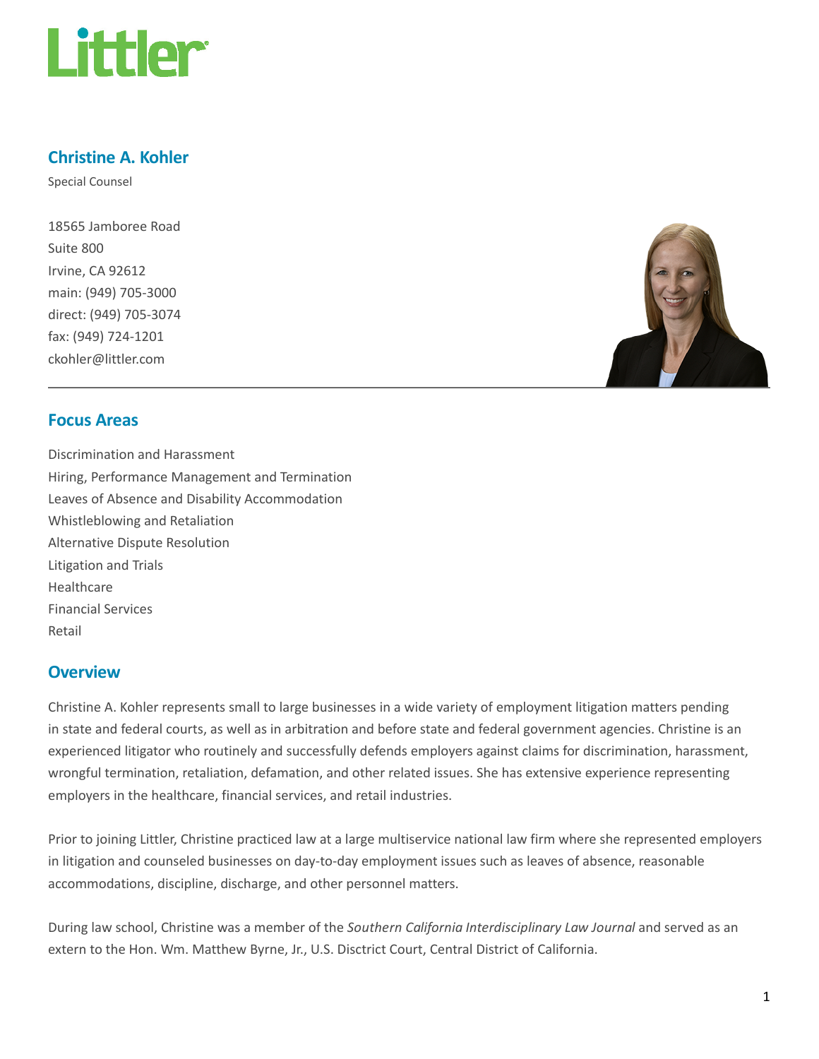# Littler

## Christine A. Kohler

Special Counsel

18565 Jamboree Road
Suite 800
Irvine, CA 92612
main: (949) 705-3000
direct: (949) 705-3074
fax: (949) 724-1201
ckohler@littler.com

## Focus Areas

Discrimination and Harassment
Hiring, Performance Management and Termination
Leaves of Absence and Disability Accommodation
Whistleblowing and Retaliation
Alternative Dispute Resolution
Litigation and Trials
Healthcare
Financial Services
Retail

## Overview

Christine A. Kohler represents small to large businesses in a wide variety of employment litigation matters pending in state and federal courts, as well as in arbitration and before state and federal government agencies. Christine is an experienced litigator who routinely and successfully defends employers against claims for discrimination, harassment, wrongful termination, retaliation, defamation, and other related issues. She has extensive experience representing employers in the healthcare, financial services, and retail industries.

Prior to joining Littler, Christine practiced law at a large multiservice national law firm where she represented employers in litigation and counseled businesses on day-to-day employment issues such as leaves of absence, reasonable accommodations, discipline, discharge, and other personnel matters.

During law school, Christine was a member of the *Southern California Interdisciplinary Law Journal* and served as an extern to the Hon. Wm. Matthew Byrne, Jr., U.S. Disctrict Court, Central District of California.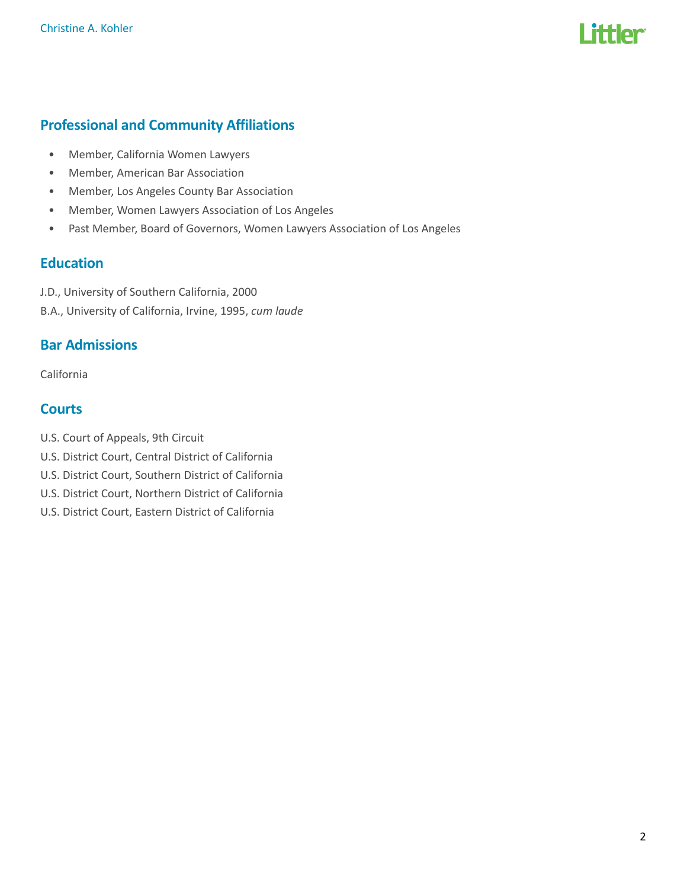## Professional and Community Affiliations

- Member, California Women Lawyers
- Member, American Bar Association
- Member, Los Angeles County Bar Association
- Member, Women Lawyers Association of Los Angeles
- Past Member, Board of Governors, Women Lawyers Association of Los Angeles

## Education

J.D., University of Southern California, 2000

B.A., University of California, Irvine, 1995, *cum laude*

## Bar Admissions

California

## Courts

U.S. Court of Appeals, 9th Circuit

U.S. District Court, Central District of California

U.S. District Court, Southern District of California

U.S. District Court, Northern District of California

U.S. District Court, Eastern District of California